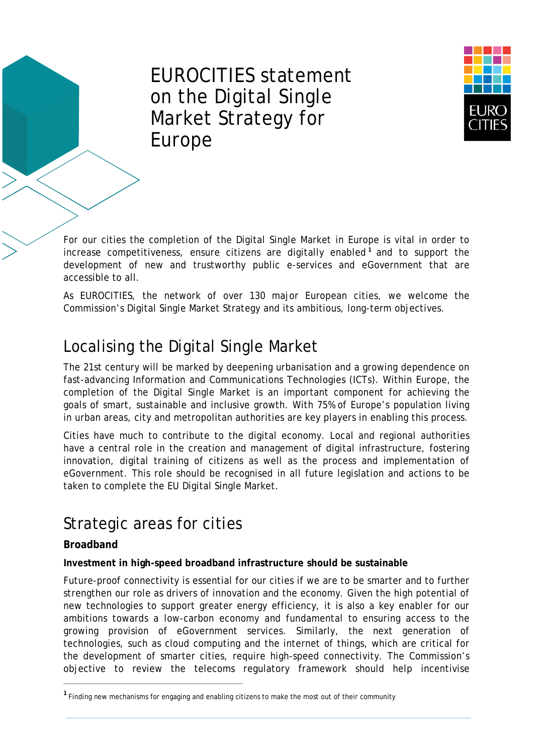# EUROCITIES statement on the Digital Single Market Strategy for Europe

For our cities the completion of the Digital Single Market in Europe is vital in order to increase competitiveness, ensure citizens are digitally enabled[1] and to support the development of new and trustworthy public e-services and eGovernment that are accessible to all.

As EUROCITIES, the network of over 130 major European cities, we welcome the Commission's Digital Single Market Strategy and its ambitious, long-term objectives.

## Localising the Digital Single Market

The 21st century will be marked by deepening urbanisation and a growing dependence on fast-advancing Information and Communications Technologies (ICTs). Within Europe, the completion of the Digital Single Market is an important component for achieving the goals of smart, sustainable and inclusive growth. With 75% of Europe's population living in urban areas, city and metropolitan authorities are key players in enabling this process.

Cities have much to contribute to the digital economy. Local and regional authorities have a central role in the creation and management of digital infrastructure, fostering innovation, digital training of citizens as well as the process and implementation of eGovernment. This role should be recognised in all future legislation and actions to be taken to complete the EU Digital Single Market.

## Strategic areas for cities

### Broadband

**Investment in high-speed broadband infrastructure should be sustainable**

Future-proof connectivity is essential for our cities if we are to be smarter and to further strengthen our role as drivers of innovation and the economy. Given the high potential of new technologies to support greater energy efficiency, it is also a key enabler for our ambitions towards a low-carbon economy and fundamental to ensuring access to the growing provision of eGovernment services. Similarly, the next generation of technologies, such as cloud computing and the internet of things, which are critical for the development of smarter cities, require high-speed connectivity. The Commission's objective to review the telecoms regulatory framework should help incentivise

---

[1] Finding new mechanisms for engaging and enabling citizens to make the most out of their community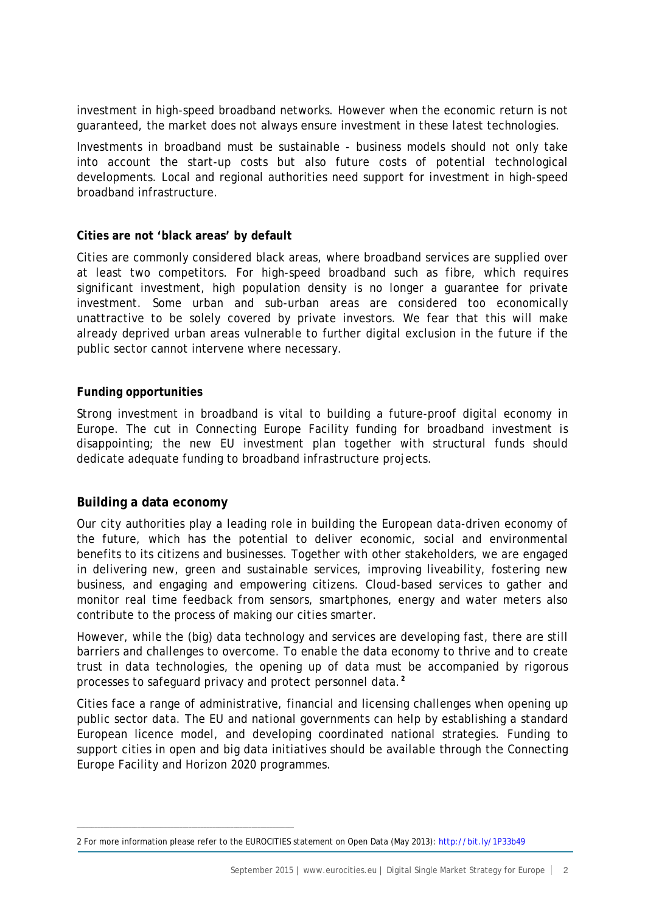investment in high-speed broadband networks. However when the economic return is not guaranteed, the market does not always ensure investment in these latest technologies.

Investments in broadband must be sustainable - business models should not only take into account the start-up costs but also future costs of potential technological developments. Local and regional authorities need support for investment in high-speed broadband infrastructure.

**Cities are not 'black areas' by default**

Cities are commonly considered black areas, where broadband services are supplied over at least two competitors. For high-speed broadband such as fibre, which requires significant investment, high population density is no longer a guarantee for private investment. Some urban and sub-urban areas are considered too economically unattractive to be solely covered by private investors. We fear that this will make already deprived urban areas vulnerable to further digital exclusion in the future if the public sector cannot intervene where necessary.

**Funding opportunities**

Strong investment in broadband is vital to building a future-proof digital economy in Europe. The cut in Connecting Europe Facility funding for broadband investment is disappointing; the new EU investment plan together with structural funds should dedicate adequate funding to broadband infrastructure projects.

## Building a data economy

Our city authorities play a leading role in building the European data-driven economy of the future, which has the potential to deliver economic, social and environmental benefits to its citizens and businesses. Together with other stakeholders, we are engaged in delivering new, green and sustainable services, improving liveability, fostering new business, and engaging and empowering citizens. Cloud-based services to gather and monitor real time feedback from sensors, smartphones, energy and water meters also contribute to the process of making our cities smarter.

However, while the (big) data technology and services are developing fast, there are still barriers and challenges to overcome. To enable the data economy to thrive and to create trust in data technologies, the opening up of data must be accompanied by rigorous processes to safeguard privacy and protect personnel data.[2]

Cities face a range of administrative, financial and licensing challenges when opening up public sector data. The EU and national governments can help by establishing a standard European licence model, and developing coordinated national strategies. Funding to support cities in open and big data initiatives should be available through the Connecting Europe Facility and Horizon 2020 programmes.

---

2 For more information please refer to the EUROCITIES statement on Open Data (May 2013): http://bit.ly/1P33b49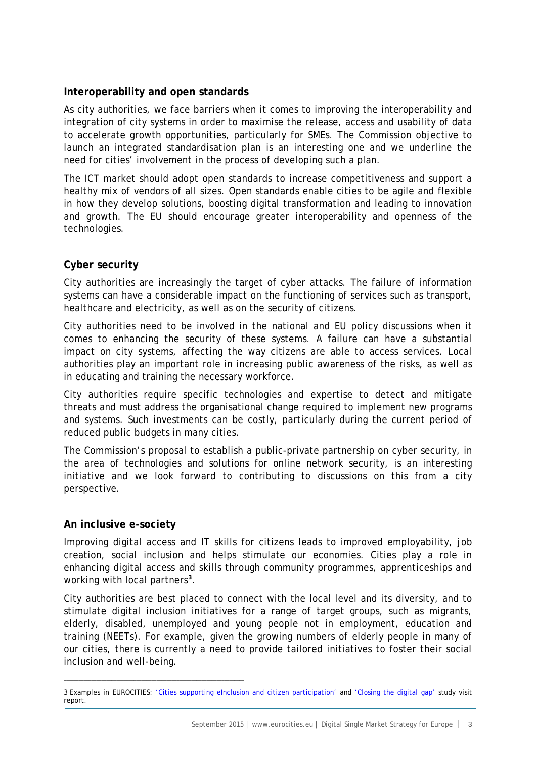## Interoperability and open standards

As city authorities, we face barriers when it comes to improving the interoperability and integration of city systems in order to maximise the release, access and usability of data to accelerate growth opportunities, particularly for SMEs. The Commission objective to launch an integrated standardisation plan is an interesting one and we underline the need for cities' involvement in the process of developing such a plan.

The ICT market should adopt open standards to increase competitiveness and support a healthy mix of vendors of all sizes. Open standards enable cities to be agile and flexible in how they develop solutions, boosting digital transformation and leading to innovation and growth. The EU should encourage greater interoperability and openness of the technologies.

## Cyber security

City authorities are increasingly the target of cyber attacks. The failure of information systems can have a considerable impact on the functioning of services such as transport, healthcare and electricity, as well as on the security of citizens.

City authorities need to be involved in the national and EU policy discussions when it comes to enhancing the security of these systems. A failure can have a substantial impact on city systems, affecting the way citizens are able to access services. Local authorities play an important role in increasing public awareness of the risks, as well as in educating and training the necessary workforce.

City authorities require specific technologies and expertise to detect and mitigate threats and must address the organisational change required to implement new programs and systems. Such investments can be costly, particularly during the current period of reduced public budgets in many cities.

The Commission's proposal to establish a public-private partnership on cyber security, in the area of technologies and solutions for online network security, is an interesting initiative and we look forward to contributing to discussions on this from a city perspective.

## An inclusive e-society

Improving digital access and IT skills for citizens leads to improved employability, job creation, social inclusion and helps stimulate our economies. Cities play a role in enhancing digital access and skills through community programmes, apprenticeships and working with local partners[3].

City authorities are best placed to connect with the local level and its diversity, and to stimulate digital inclusion initiatives for a range of target groups, such as migrants, elderly, disabled, unemployed and young people not in employment, education and training (NEETs). For example, given the growing numbers of elderly people in many of our cities, there is currently a need to provide tailored initiatives to foster their social inclusion and well-being.

---

3 Examples in EUROCITIES: 'Cities supporting eInclusion and citizen participation' and 'Closing the digital gap' study visit report.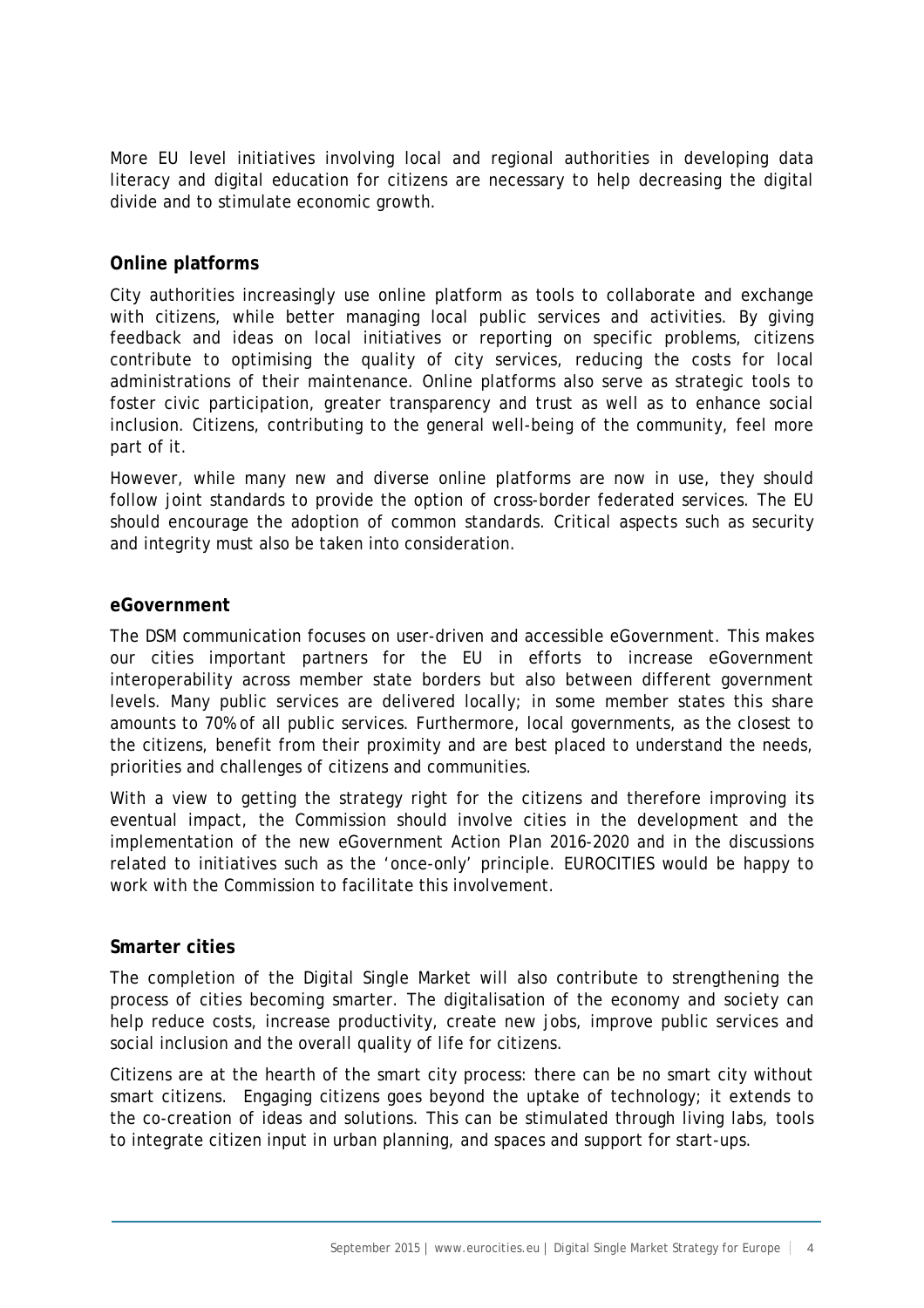More EU level initiatives involving local and regional authorities in developing data literacy and digital education for citizens are necessary to help decreasing the digital divide and to stimulate economic growth.

### Online platforms

City authorities increasingly use online platform as tools to collaborate and exchange with citizens, while better managing local public services and activities. By giving feedback and ideas on local initiatives or reporting on specific problems, citizens contribute to optimising the quality of city services, reducing the costs for local administrations of their maintenance. Online platforms also serve as strategic tools to foster civic participation, greater transparency and trust as well as to enhance social inclusion. Citizens, contributing to the general well-being of the community, feel more part of it.

However, while many new and diverse online platforms are now in use, they should follow joint standards to provide the option of cross-border federated services. The EU should encourage the adoption of common standards. Critical aspects such as security and integrity must also be taken into consideration.

### eGovernment

The DSM communication focuses on user-driven and accessible eGovernment. This makes our cities important partners for the EU in efforts to increase eGovernment interoperability across member state borders but also between different government levels. Many public services are delivered locally; in some member states this share amounts to 70% of all public services. Furthermore, local governments, as the closest to the citizens, benefit from their proximity and are best placed to understand the needs, priorities and challenges of citizens and communities.

With a view to getting the strategy right for the citizens and therefore improving its eventual impact, the Commission should involve cities in the development and the implementation of the new eGovernment Action Plan 2016-2020 and in the discussions related to initiatives such as the 'once-only' principle. EUROCITIES would be happy to work with the Commission to facilitate this involvement.

### Smarter cities

The completion of the Digital Single Market will also contribute to strengthening the process of cities becoming smarter. The digitalisation of the economy and society can help reduce costs, increase productivity, create new jobs, improve public services and social inclusion and the overall quality of life for citizens.

Citizens are at the hearth of the smart city process: there can be no smart city without smart citizens. Engaging citizens goes beyond the uptake of technology; it extends to the co-creation of ideas and solutions. This can be stimulated through living labs, tools to integrate citizen input in urban planning, and spaces and support for start-ups.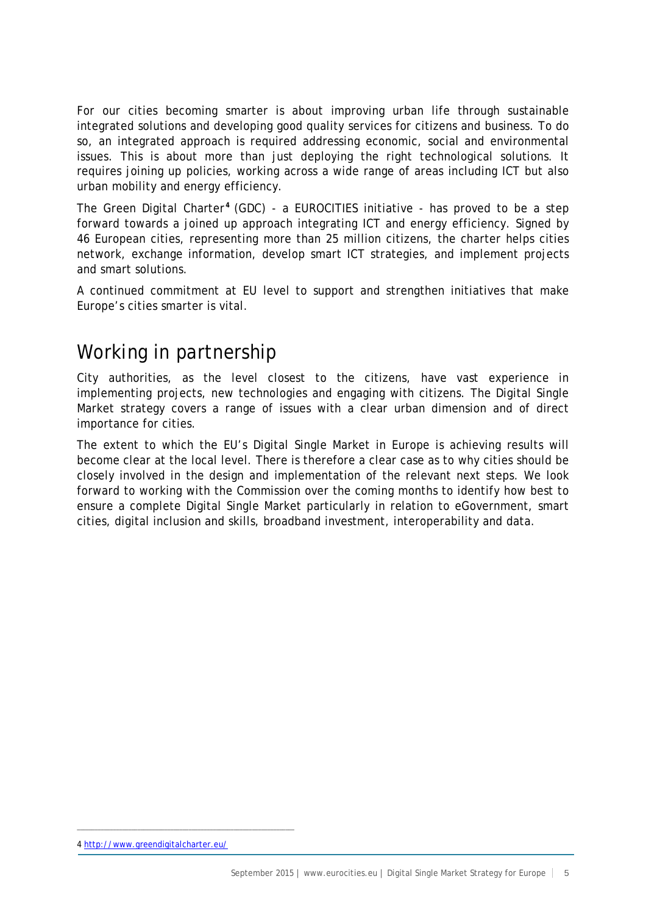For our cities becoming smarter is about improving urban life through sustainable integrated solutions and developing good quality services for citizens and business. To do so, an integrated approach is required addressing economic, social and environmental issues. This is about more than just deploying the right technological solutions. It requires joining up policies, working across a wide range of areas including ICT but also urban mobility and energy efficiency.

The Green Digital Charter[4] (GDC) - a EUROCITIES initiative - has proved to be a step forward towards a joined up approach integrating ICT and energy efficiency. Signed by 46 European cities, representing more than 25 million citizens, the charter helps cities network, exchange information, develop smart ICT strategies, and implement projects and smart solutions.

A continued commitment at EU level to support and strengthen initiatives that make Europe's cities smarter is vital.

## Working in partnership

City authorities, as the level closest to the citizens, have vast experience in implementing projects, new technologies and engaging with citizens. The Digital Single Market strategy covers a range of issues with a clear urban dimension and of direct importance for cities.

The extent to which the EU's Digital Single Market in Europe is achieving results will become clear at the local level. There is therefore a clear case as to why cities should be closely involved in the design and implementation of the relevant next steps. We look forward to working with the Commission over the coming months to identify how best to ensure a complete Digital Single Market particularly in relation to eGovernment, smart cities, digital inclusion and skills, broadband investment, interoperability and data.

---

4 http://www.greendigitalcharter.eu/